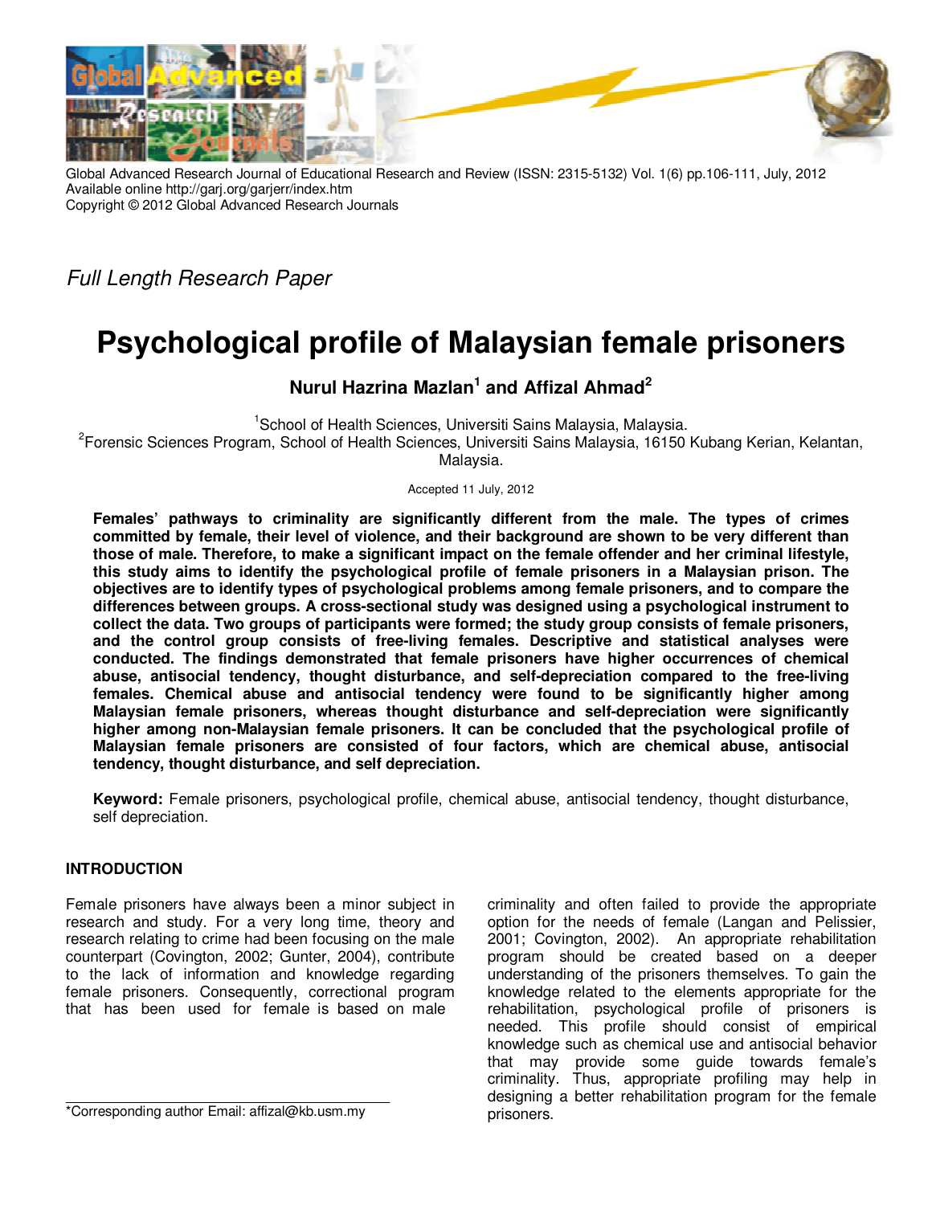Global Advanced Research Journal of Educational Research and Review (ISSN: 2315-5132) Vol. 1(6) pp.106-111, July, 2012
Available online http://garj.org/garjerr/index.htm
Copyright © 2012 Global Advanced Research Journals

*Full Length Research Paper*

# Psychological profile of Malaysian female prisoners

**Nurul Hazrina Mazlan[1] and Affizal Ahmad[2]**

[1]School of Health Sciences, Universiti Sains Malaysia, Malaysia.
[2]Forensic Sciences Program, School of Health Sciences, Universiti Sains Malaysia, 16150 Kubang Kerian, Kelantan, Malaysia.

Accepted 11 July, 2012

**Females' pathways to criminality are significantly different from the male. The types of crimes committed by female, their level of violence, and their background are shown to be very different than those of male. Therefore, to make a significant impact on the female offender and her criminal lifestyle, this study aims to identify the psychological profile of female prisoners in a Malaysian prison. The objectives are to identify types of psychological problems among female prisoners, and to compare the differences between groups. A cross-sectional study was designed using a psychological instrument to collect the data. Two groups of participants were formed; the study group consists of female prisoners, and the control group consists of free-living females. Descriptive and statistical analyses were conducted. The findings demonstrated that female prisoners have higher occurrences of chemical abuse, antisocial tendency, thought disturbance, and self-depreciation compared to the free-living females. Chemical abuse and antisocial tendency were found to be significantly higher among Malaysian female prisoners, whereas thought disturbance and self-depreciation were significantly higher among non-Malaysian female prisoners. It can be concluded that the psychological profile of Malaysian female prisoners are consisted of four factors, which are chemical abuse, antisocial tendency, thought disturbance, and self depreciation.**

**Keyword:** Female prisoners, psychological profile, chemical abuse, antisocial tendency, thought disturbance, self depreciation.

## INTRODUCTION

Female prisoners have always been a minor subject in research and study. For a very long time, theory and research relating to crime had been focusing on the male counterpart (Covington, 2002; Gunter, 2004), contribute to the lack of information and knowledge regarding female prisoners. Consequently, correctional program that has been used for female is based on male criminality and often failed to provide the appropriate option for the needs of female (Langan and Pelissier, 2001; Covington, 2002). An appropriate rehabilitation program should be created based on a deeper understanding of the prisoners themselves. To gain the knowledge related to the elements appropriate for the rehabilitation, psychological profile of prisoners is needed. This profile should consist of empirical knowledge such as chemical use and antisocial behavior that may provide some guide towards female's criminality. Thus, appropriate profiling may help in designing a better rehabilitation program for the female prisoners.

*Corresponding author Email: affizal@kb.usm.my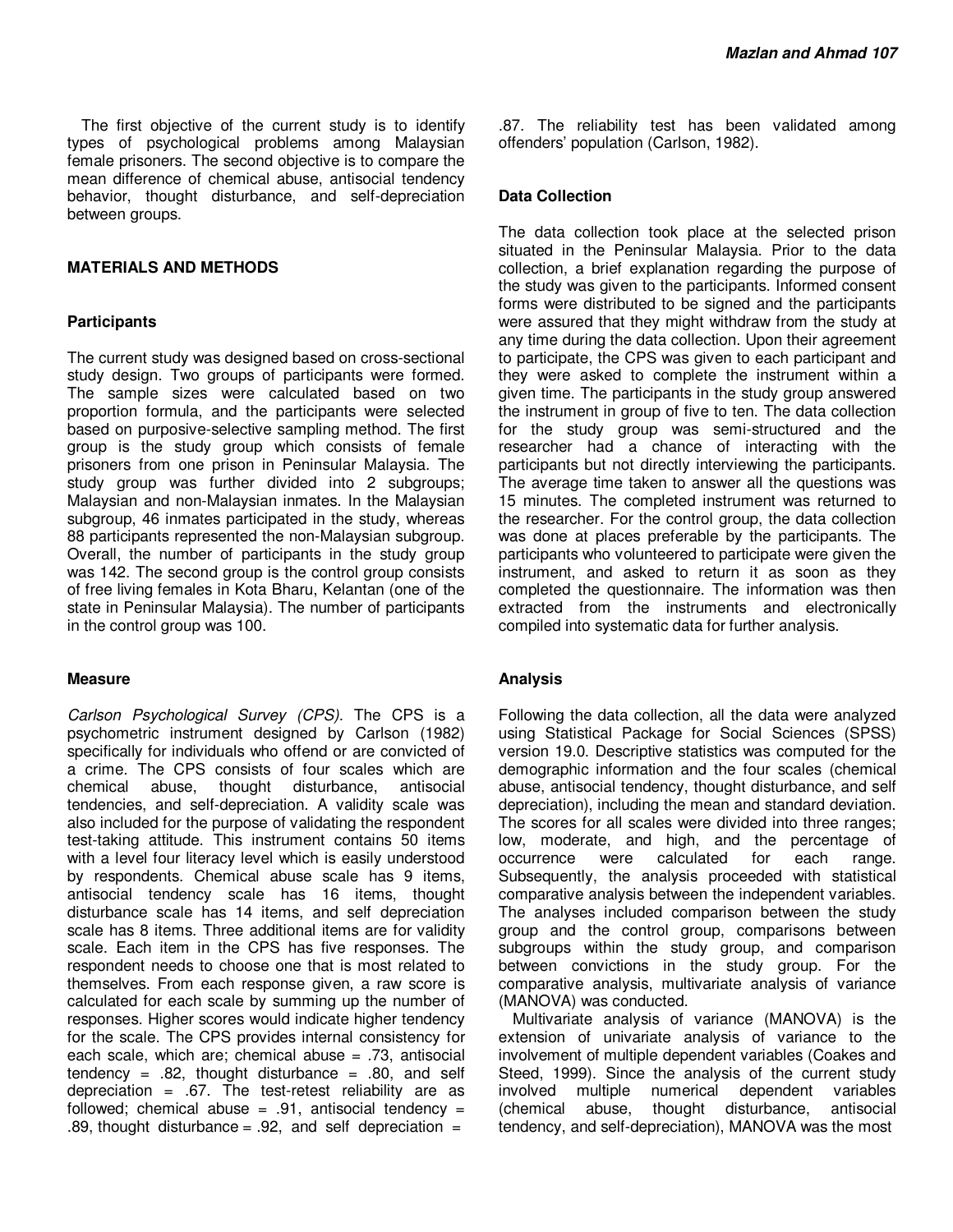The first objective of the current study is to identify types of psychological problems among Malaysian female prisoners. The second objective is to compare the mean difference of chemical abuse, antisocial tendency behavior, thought disturbance, and self-depreciation between groups.

## MATERIALS AND METHODS

### Participants

The current study was designed based on cross-sectional study design. Two groups of participants were formed. The sample sizes were calculated based on two proportion formula, and the participants were selected based on purposive-selective sampling method. The first group is the study group which consists of female prisoners from one prison in Peninsular Malaysia. The study group was further divided into 2 subgroups; Malaysian and non-Malaysian inmates. In the Malaysian subgroup, 46 inmates participated in the study, whereas 88 participants represented the non-Malaysian subgroup. Overall, the number of participants in the study group was 142. The second group is the control group consists of free living females in Kota Bharu, Kelantan (one of the state in Peninsular Malaysia). The number of participants in the control group was 100.

### Measure

*Carlson Psychological Survey (CPS).* The CPS is a psychometric instrument designed by Carlson (1982) specifically for individuals who offend or are convicted of a crime. The CPS consists of four scales which are chemical abuse, thought disturbance, antisocial tendencies, and self-depreciation. A validity scale was also included for the purpose of validating the respondent test-taking attitude. This instrument contains 50 items with a level four literacy level which is easily understood by respondents. Chemical abuse scale has 9 items, antisocial tendency scale has 16 items, thought disturbance scale has 14 items, and self depreciation scale has 8 items. Three additional items are for validity scale. Each item in the CPS has five responses. The respondent needs to choose one that is most related to themselves. From each response given, a raw score is calculated for each scale by summing up the number of responses. Higher scores would indicate higher tendency for the scale. The CPS provides internal consistency for each scale, which are; chemical abuse = .73, antisocial tendency = .82, thought disturbance = .80, and self depreciation = .67. The test-retest reliability are as followed; chemical abuse = .91, antisocial tendency = .89, thought disturbance = .92, and self depreciation = .87. The reliability test has been validated among offenders' population (Carlson, 1982).

### Data Collection

The data collection took place at the selected prison situated in the Peninsular Malaysia. Prior to the data collection, a brief explanation regarding the purpose of the study was given to the participants. Informed consent forms were distributed to be signed and the participants were assured that they might withdraw from the study at any time during the data collection. Upon their agreement to participate, the CPS was given to each participant and they were asked to complete the instrument within a given time. The participants in the study group answered the instrument in group of five to ten. The data collection for the study group was semi-structured and the researcher had a chance of interacting with the participants but not directly interviewing the participants. The average time taken to answer all the questions was 15 minutes. The completed instrument was returned to the researcher. For the control group, the data collection was done at places preferable by the participants. The participants who volunteered to participate were given the instrument, and asked to return it as soon as they completed the questionnaire. The information was then extracted from the instruments and electronically compiled into systematic data for further analysis.

### Analysis

Following the data collection, all the data were analyzed using Statistical Package for Social Sciences (SPSS) version 19.0. Descriptive statistics was computed for the demographic information and the four scales (chemical abuse, antisocial tendency, thought disturbance, and self depreciation), including the mean and standard deviation. The scores for all scales were divided into three ranges; low, moderate, and high, and the percentage of occurrence were calculated for each range. Subsequently, the analysis proceeded with statistical comparative analysis between the independent variables. The analyses included comparison between the study group and the control group, comparisons between subgroups within the study group, and comparison between convictions in the study group. For the comparative analysis, multivariate analysis of variance (MANOVA) was conducted.

Multivariate analysis of variance (MANOVA) is the extension of univariate analysis of variance to the involvement of multiple dependent variables (Coakes and Steed, 1999). Since the analysis of the current study involved multiple numerical dependent variables (chemical abuse, thought disturbance, antisocial tendency, and self-depreciation), MANOVA was the most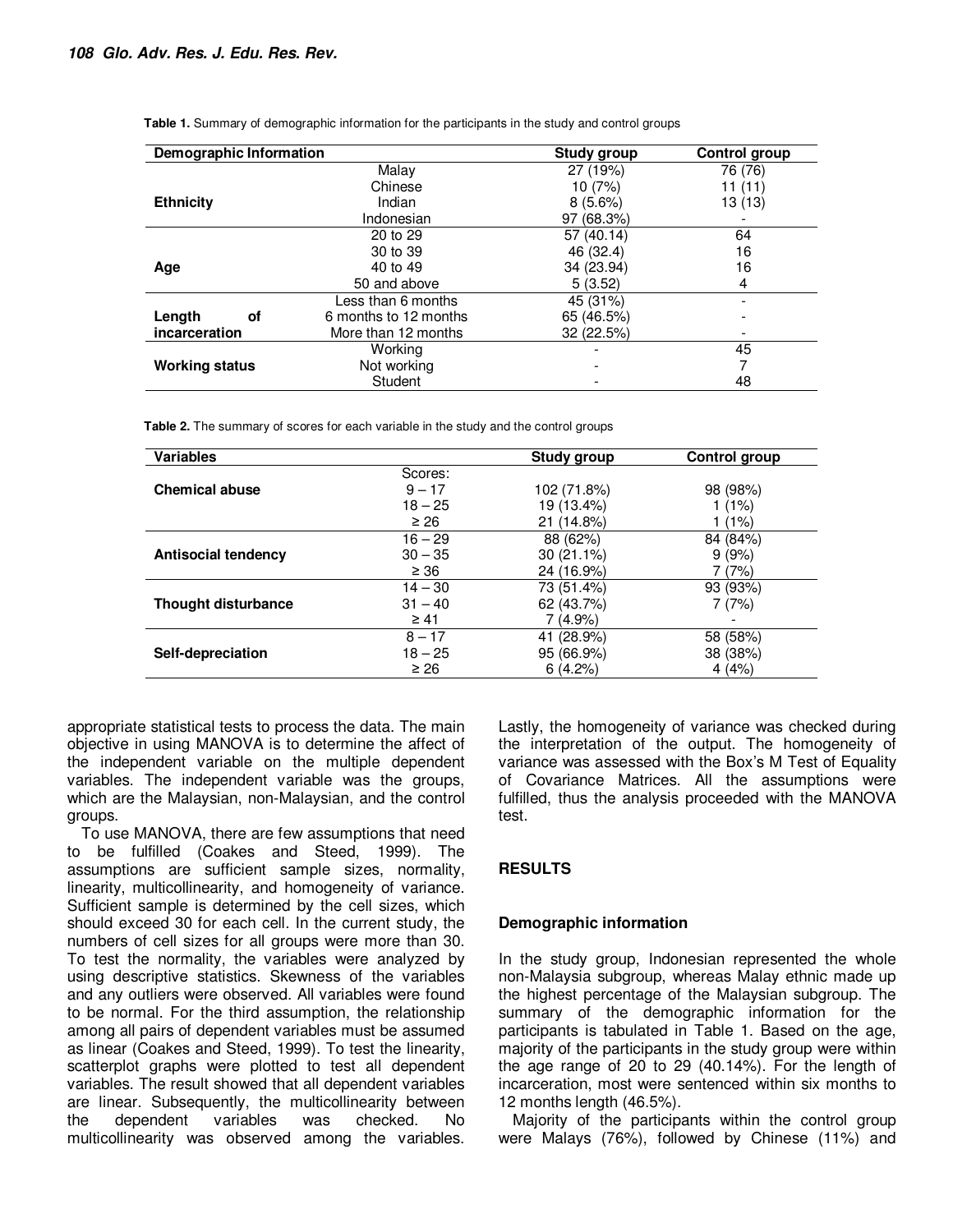**Table 1.** Summary of demographic information for the participants in the study and control groups

| Demographic Information | | Study group | Control group |
|---|---|---|---|
| **Ethnicity** | Malay | 27 (19%) | 76 (76) |
| | Chinese | 10 (7%) | 11 (11) |
| | Indian | 8 (5.6%) | 13 (13) |
| | Indonesian | 97 (68.3%) | - |
| **Age** | 20 to 29 | 57 (40.14) | 64 |
| | 30 to 39 | 46 (32.4) | 16 |
| | 40 to 49 | 34 (23.94) | 16 |
| | 50 and above | 5 (3.52) | 4 |
| **Length of incarceration** | Less than 6 months | 45 (31%) | - |
| | 6 months to 12 months | 65 (46.5%) | - |
| | More than 12 months | 32 (22.5%) | - |
| **Working status** | Working | - | 45 |
| | Not working | - | 7 |
| | Student | - | 48 |

**Table 2.** The summary of scores for each variable in the study and the control groups

| Variables | Scores: | Study group | Control group |
|---|---|---|---|
| **Chemical abuse** | 9 – 17 | 102 (71.8%) | 98 (98%) |
| | 18 – 25 | 19 (13.4%) | 1 (1%) |
| | ≥ 26 | 21 (14.8%) | 1 (1%) |
| **Antisocial tendency** | 16 – 29 | 88 (62%) | 84 (84%) |
| | 30 – 35 | 30 (21.1%) | 9 (9%) |
| | ≥ 36 | 24 (16.9%) | 7 (7%) |
| **Thought disturbance** | 14 – 30 | 73 (51.4%) | 93 (93%) |
| | 31 – 40 | 62 (43.7%) | 7 (7%) |
| | ≥ 41 | 7 (4.9%) | - |
| **Self-depreciation** | 8 – 17 | 41 (28.9%) | 58 (58%) |
| | 18 – 25 | 95 (66.9%) | 38 (38%) |
| | ≥ 26 | 6 (4.2%) | 4 (4%) |

appropriate statistical tests to process the data. The main objective in using MANOVA is to determine the affect of the independent variable on the multiple dependent variables. The independent variable was the groups, which are the Malaysian, non-Malaysian, and the control groups.

To use MANOVA, there are few assumptions that need to be fulfilled (Coakes and Steed, 1999). The assumptions are sufficient sample sizes, normality, linearity, multicollinearity, and homogeneity of variance. Sufficient sample is determined by the cell sizes, which should exceed 30 for each cell. In the current study, the numbers of cell sizes for all groups were more than 30. To test the normality, the variables were analyzed by using descriptive statistics. Skewness of the variables and any outliers were observed. All variables were found to be normal. For the third assumption, the relationship among all pairs of dependent variables must be assumed as linear (Coakes and Steed, 1999). To test the linearity, scatterplot graphs were plotted to test all dependent variables. The result showed that all dependent variables are linear. Subsequently, the multicollinearity between the dependent variables was checked. No multicollinearity was observed among the variables. Lastly, the homogeneity of variance was checked during the interpretation of the output. The homogeneity of variance was assessed with the Box's M Test of Equality of Covariance Matrices. All the assumptions were fulfilled, thus the analysis proceeded with the MANOVA test.

## RESULTS

### Demographic information

In the study group, Indonesian represented the whole non-Malaysia subgroup, whereas Malay ethnic made up the highest percentage of the Malaysian subgroup. The summary of the demographic information for the participants is tabulated in Table 1. Based on the age, majority of the participants in the study group were within the age range of 20 to 29 (40.14%). For the length of incarceration, most were sentenced within six months to 12 months length (46.5%).

Majority of the participants within the control group were Malays (76%), followed by Chinese (11%) and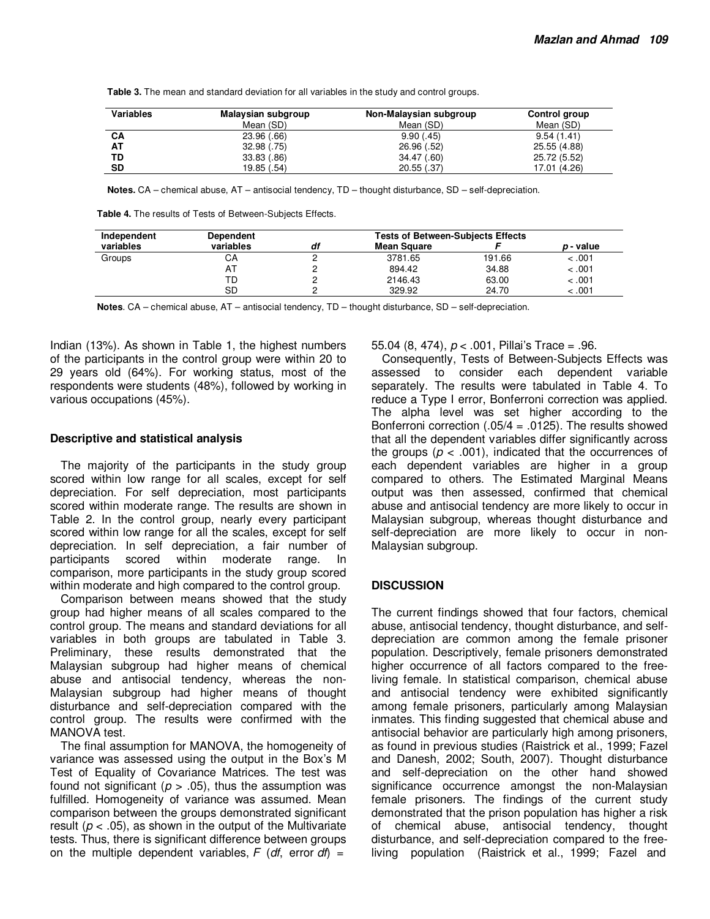**Table 3.** The mean and standard deviation for all variables in the study and control groups.

| Variables | Malaysian subgroup Mean (SD) | Non-Malaysian subgroup Mean (SD) | Control group Mean (SD) |
|---|---|---|---|
| **CA** | 23.96 (.66) | 9.90 (.45) | 9.54 (1.41) |
| **AT** | 32.98 (.75) | 26.96 (.52) | 25.55 (4.88) |
| **TD** | 33.83 (.86) | 34.47 (.60) | 25.72 (5.52) |
| **SD** | 19.85 (.54) | 20.55 (.37) | 17.01 (4.26) |

**Notes.** CA – chemical abuse, AT – antisocial tendency, TD – thought disturbance, SD – self-depreciation.

**Table 4.** The results of Tests of Between-Subjects Effects.

| Independent variables | Dependent variables | Tests of Between-Subjects Effects | | | |
|---|---|---|---|---|---|
| | | *df* | Mean Square | *F* | *p* - value |
| Groups | CA | 2 | 3781.65 | 191.66 | < .001 |
| | AT | 2 | 894.42 | 34.88 | < .001 |
| | TD | 2 | 2146.43 | 63.00 | < .001 |
| | SD | 2 | 329.92 | 24.70 | < .001 |

**Notes**. CA – chemical abuse, AT – antisocial tendency, TD – thought disturbance, SD – self-depreciation.

Indian (13%). As shown in Table 1, the highest numbers of the participants in the control group were within 20 to 29 years old (64%). For working status, most of the respondents were students (48%), followed by working in various occupations (45%).

### Descriptive and statistical analysis

The majority of the participants in the study group scored within low range for all scales, except for self depreciation. For self depreciation, most participants scored within moderate range. The results are shown in Table 2. In the control group, nearly every participant scored within low range for all the scales, except for self depreciation. In self depreciation, a fair number of participants scored within moderate range. In comparison, more participants in the study group scored within moderate and high compared to the control group.

Comparison between means showed that the study group had higher means of all scales compared to the control group. The means and standard deviations for all variables in both groups are tabulated in Table 3. Preliminary, these results demonstrated that the Malaysian subgroup had higher means of chemical abuse and antisocial tendency, whereas the non-Malaysian subgroup had higher means of thought disturbance and self-depreciation compared with the control group. The results were confirmed with the MANOVA test.

The final assumption for MANOVA, the homogeneity of variance was assessed using the output in the Box's M Test of Equality of Covariance Matrices. The test was found not significant ($p > .05$), thus the assumption was fulfilled. Homogeneity of variance was assumed. Mean comparison between the groups demonstrated significant result ($p < .05$), as shown in the output of the Multivariate tests. Thus, there is significant difference between groups on the multiple dependent variables, $F$ (*df*, error *df*) = 55.04 (8, 474), $p < .001$, Pillai's Trace = .96.

Consequently, Tests of Between-Subjects Effects was assessed to consider each dependent variable separately. The results were tabulated in Table 4. To reduce a Type I error, Bonferroni correction was applied. The alpha level was set higher according to the Bonferroni correction (.05/4 = .0125). The results showed that all the dependent variables differ significantly across the groups ($p < .001$), indicated that the occurrences of each dependent variables are higher in a group compared to others. The Estimated Marginal Means output was then assessed, confirmed that chemical abuse and antisocial tendency are more likely to occur in Malaysian subgroup, whereas thought disturbance and self-depreciation are more likely to occur in non-Malaysian subgroup.

## DISCUSSION

The current findings showed that four factors, chemical abuse, antisocial tendency, thought disturbance, and self-depreciation are common among the female prisoner population. Descriptively, female prisoners demonstrated higher occurrence of all factors compared to the free-living female. In statistical comparison, chemical abuse and antisocial tendency were exhibited significantly among female prisoners, particularly among Malaysian inmates. This finding suggested that chemical abuse and antisocial behavior are particularly high among prisoners, as found in previous studies (Raistrick et al., 1999; Fazel and Danesh, 2002; South, 2007). Thought disturbance and self-depreciation on the other hand showed significance occurrence amongst the non-Malaysian female prisoners. The findings of the current study demonstrated that the prison population has higher a risk of chemical abuse, antisocial tendency, thought disturbance, and self-depreciation compared to the free-living population (Raistrick et al., 1999; Fazel and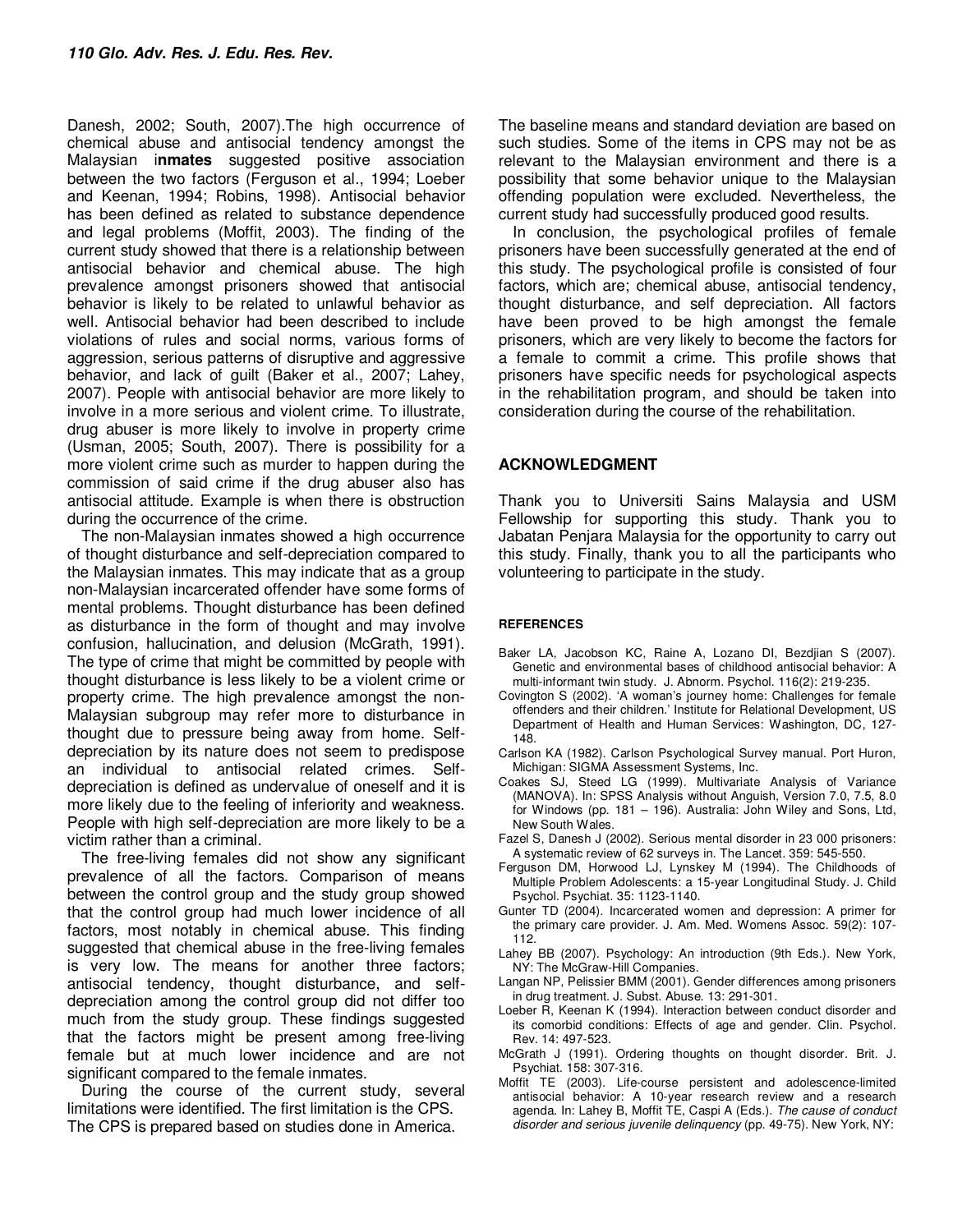Danesh, 2002; South, 2007).The high occurrence of chemical abuse and antisocial tendency amongst the Malaysian i**nmates** suggested positive association between the two factors (Ferguson et al., 1994; Loeber and Keenan, 1994; Robins, 1998). Antisocial behavior has been defined as related to substance dependence and legal problems (Moffit, 2003). The finding of the current study showed that there is a relationship between antisocial behavior and chemical abuse. The high prevalence amongst prisoners showed that antisocial behavior is likely to be related to unlawful behavior as well. Antisocial behavior had been described to include violations of rules and social norms, various forms of aggression, serious patterns of disruptive and aggressive behavior, and lack of guilt (Baker et al., 2007; Lahey, 2007). People with antisocial behavior are more likely to involve in a more serious and violent crime. To illustrate, drug abuser is more likely to involve in property crime (Usman, 2005; South, 2007). There is possibility for a more violent crime such as murder to happen during the commission of said crime if the drug abuser also has antisocial attitude. Example is when there is obstruction during the occurrence of the crime.

The non-Malaysian inmates showed a high occurrence of thought disturbance and self-depreciation compared to the Malaysian inmates. This may indicate that as a group non-Malaysian incarcerated offender have some forms of mental problems. Thought disturbance has been defined as disturbance in the form of thought and may involve confusion, hallucination, and delusion (McGrath, 1991). The type of crime that might be committed by people with thought disturbance is less likely to be a violent crime or property crime. The high prevalence amongst the non-Malaysian subgroup may refer more to disturbance in thought due to pressure being away from home. Self-depreciation by its nature does not seem to predispose an individual to antisocial related crimes. Self-depreciation is defined as undervalue of oneself and it is more likely due to the feeling of inferiority and weakness. People with high self-depreciation are more likely to be a victim rather than a criminal.

The free-living females did not show any significant prevalence of all the factors. Comparison of means between the control group and the study group showed that the control group had much lower incidence of all factors, most notably in chemical abuse. This finding suggested that chemical abuse in the free-living females is very low. The means for another three factors; antisocial tendency, thought disturbance, and self-depreciation among the control group did not differ too much from the study group. These findings suggested that the factors might be present among free-living female but at much lower incidence and are not significant compared to the female inmates.

During the course of the current study, several limitations were identified. The first limitation is the CPS. The CPS is prepared based on studies done in America. The baseline means and standard deviation are based on such studies. Some of the items in CPS may not be as relevant to the Malaysian environment and there is a possibility that some behavior unique to the Malaysian offending population were excluded. Nevertheless, the current study had successfully produced good results.

In conclusion, the psychological profiles of female prisoners have been successfully generated at the end of this study. The psychological profile is consisted of four factors, which are; chemical abuse, antisocial tendency, thought disturbance, and self depreciation. All factors have been proved to be high amongst the female prisoners, which are very likely to become the factors for a female to commit a crime. This profile shows that prisoners have specific needs for psychological aspects in the rehabilitation program, and should be taken into consideration during the course of the rehabilitation.

## ACKNOWLEDGMENT

Thank you to Universiti Sains Malaysia and USM Fellowship for supporting this study. Thank you to Jabatan Penjara Malaysia for the opportunity to carry out this study. Finally, thank you to all the participants who volunteering to participate in the study.

## REFERENCES

Baker LA, Jacobson KC, Raine A, Lozano DI, Bezdjian S (2007). Genetic and environmental bases of childhood antisocial behavior: A multi-informant twin study. J. Abnorm. Psychol. 116(2): 219-235.

Covington S (2002). 'A woman's journey home: Challenges for female offenders and their children.' Institute for Relational Development, US Department of Health and Human Services: Washington, DC, 127-148.

Carlson KA (1982). Carlson Psychological Survey manual. Port Huron, Michigan: SIGMA Assessment Systems, Inc.

Coakes SJ, Steed LG (1999). Multivariate Analysis of Variance (MANOVA). In: SPSS Analysis without Anguish, Version 7.0, 7.5, 8.0 for Windows (pp. 181 – 196). Australia: John Wiley and Sons, Ltd, New South Wales.

Fazel S, Danesh J (2002). Serious mental disorder in 23 000 prisoners: A systematic review of 62 surveys in. The Lancet. 359: 545-550.

Ferguson DM, Horwood LJ, Lynskey M (1994). The Childhoods of Multiple Problem Adolescents: a 15-year Longitudinal Study. J. Child Psychol. Psychiat. 35: 1123-1140.

Gunter TD (2004). Incarcerated women and depression: A primer for the primary care provider. J. Am. Med. Womens Assoc. 59(2): 107-112.

Lahey BB (2007). Psychology: An introduction (9th Eds.). New York, NY: The McGraw-Hill Companies.

Langan NP, Pelissier BMM (2001). Gender differences among prisoners in drug treatment. J. Subst. Abuse. 13: 291-301.

Loeber R, Keenan K (1994). Interaction between conduct disorder and its comorbid conditions: Effects of age and gender. Clin. Psychol. Rev. 14: 497-523.

McGrath J (1991). Ordering thoughts on thought disorder. Brit. J. Psychiat. 158: 307-316.

Moffit TE (2003). Life-course persistent and adolescence-limited antisocial behavior: A 10-year research review and a research agenda. In: Lahey B, Moffit TE, Caspi A (Eds.). *The cause of conduct disorder and serious juvenile delinquency* (pp. 49-75). New York, NY: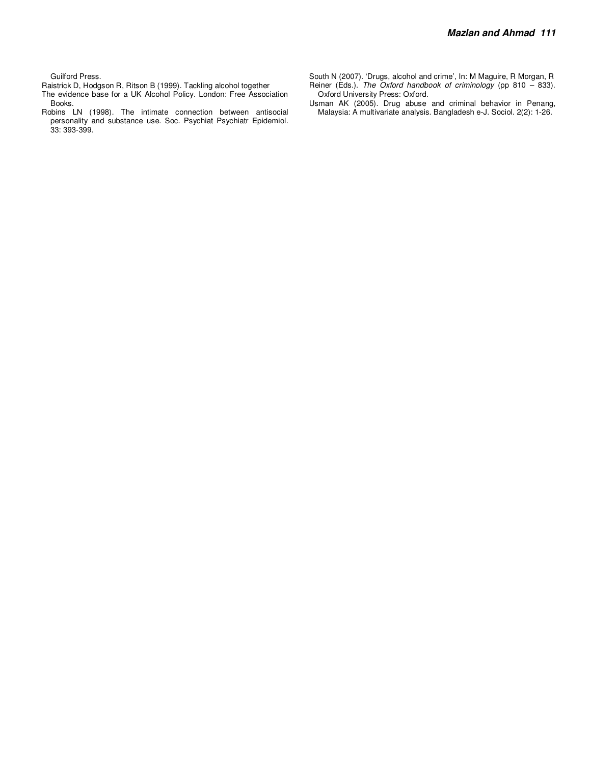Guilford Press.

Raistrick D, Hodgson R, Ritson B (1999). Tackling alcohol together The evidence base for a UK Alcohol Policy. London: Free Association Books.

Robins LN (1998). The intimate connection between antisocial personality and substance use. Soc. Psychiat Psychiatr Epidemiol. 33: 393-399.

South N (2007). 'Drugs, alcohol and crime', In: M Maguire, R Morgan, R Reiner (Eds.). *The Oxford handbook of criminology* (pp 810 – 833). Oxford University Press: Oxford.

Usman AK (2005). Drug abuse and criminal behavior in Penang, Malaysia: A multivariate analysis. Bangladesh e-J. Sociol. 2(2): 1-26.